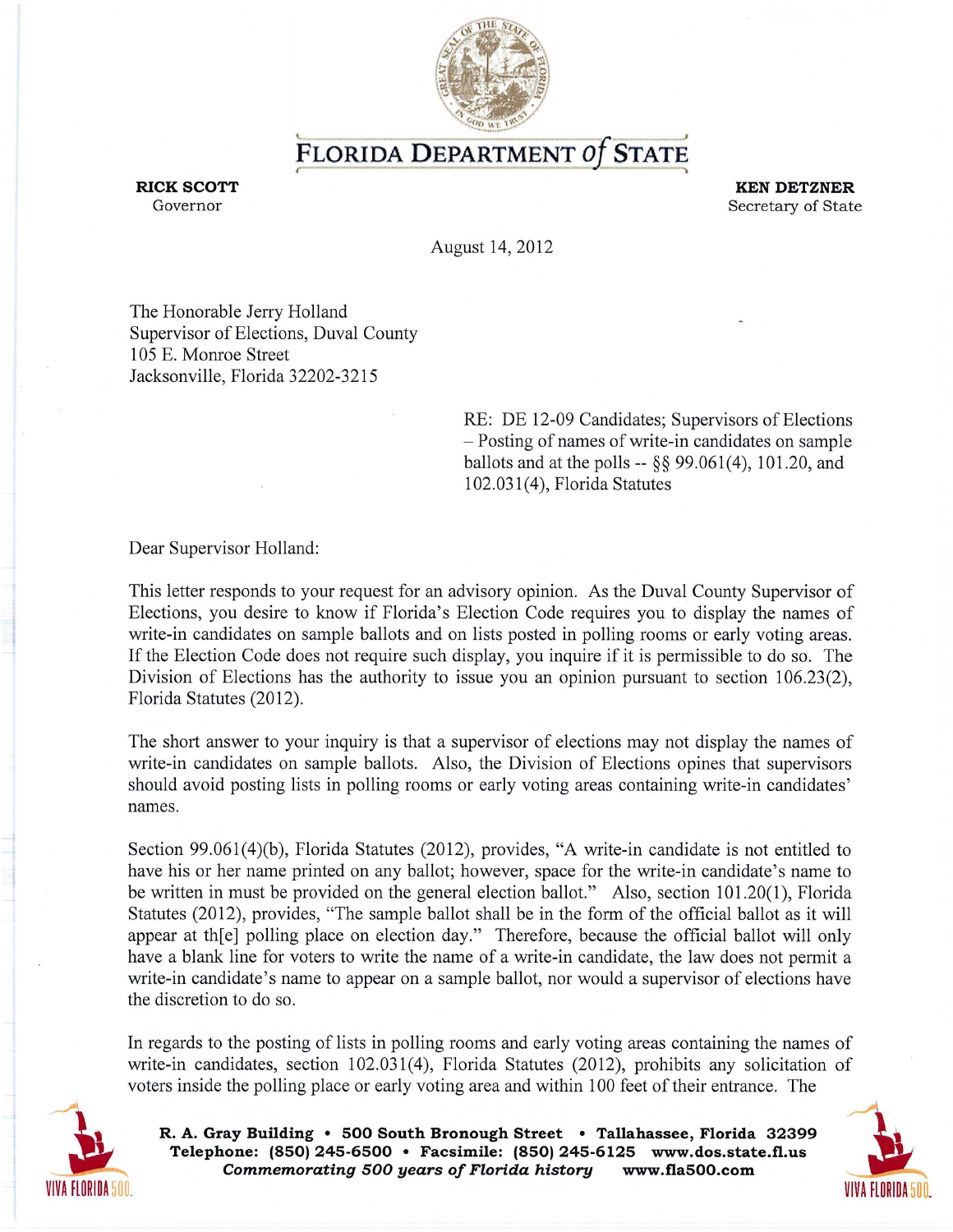# FLORIDA DEPARTMENT *of* STATE

**RICK SCOTT**
Governor

**KEN DETZNER**
Secretary of State

August 14, 2012

The Honorable Jerry Holland
Supervisor of Elections, Duval County
105 E. Monroe Street
Jacksonville, Florida 32202-3215

RE: DE 12-09 Candidates; Supervisors of Elections – Posting of names of write-in candidates on sample ballots and at the polls -- §§ 99.061(4), 101.20, and 102.031(4), Florida Statutes

Dear Supervisor Holland:

This letter responds to your request for an advisory opinion. As the Duval County Supervisor of Elections, you desire to know if Florida's Election Code requires you to display the names of write-in candidates on sample ballots and on lists posted in polling rooms or early voting areas. If the Election Code does not require such display, you inquire if it is permissible to do so. The Division of Elections has the authority to issue you an opinion pursuant to section 106.23(2), Florida Statutes (2012).

The short answer to your inquiry is that a supervisor of elections may not display the names of write-in candidates on sample ballots. Also, the Division of Elections opines that supervisors should avoid posting lists in polling rooms or early voting areas containing write-in candidates' names.

Section 99.061(4)(b), Florida Statutes (2012), provides, "A write-in candidate is not entitled to have his or her name printed on any ballot; however, space for the write-in candidate's name to be written in must be provided on the general election ballot." Also, section 101.20(1), Florida Statutes (2012), provides, "The sample ballot shall be in the form of the official ballot as it will appear at th[e] polling place on election day." Therefore, because the official ballot will only have a blank line for voters to write the name of a write-in candidate, the law does not permit a write-in candidate's name to appear on a sample ballot, nor would a supervisor of elections have the discretion to do so.

In regards to the posting of lists in polling rooms and early voting areas containing the names of write-in candidates, section 102.031(4), Florida Statutes (2012), prohibits any solicitation of voters inside the polling place or early voting area and within 100 feet of their entrance. The

**R. A. Gray Building • 500 South Bronough Street • Tallahassee, Florida 32399**
**Telephone: (850) 245-6500 • Facsimile: (850) 245-6125 www.dos.state.fl.us**
***Commemorating 500 years of Florida history* www.fla500.com**

VIVA FLORIDA 500.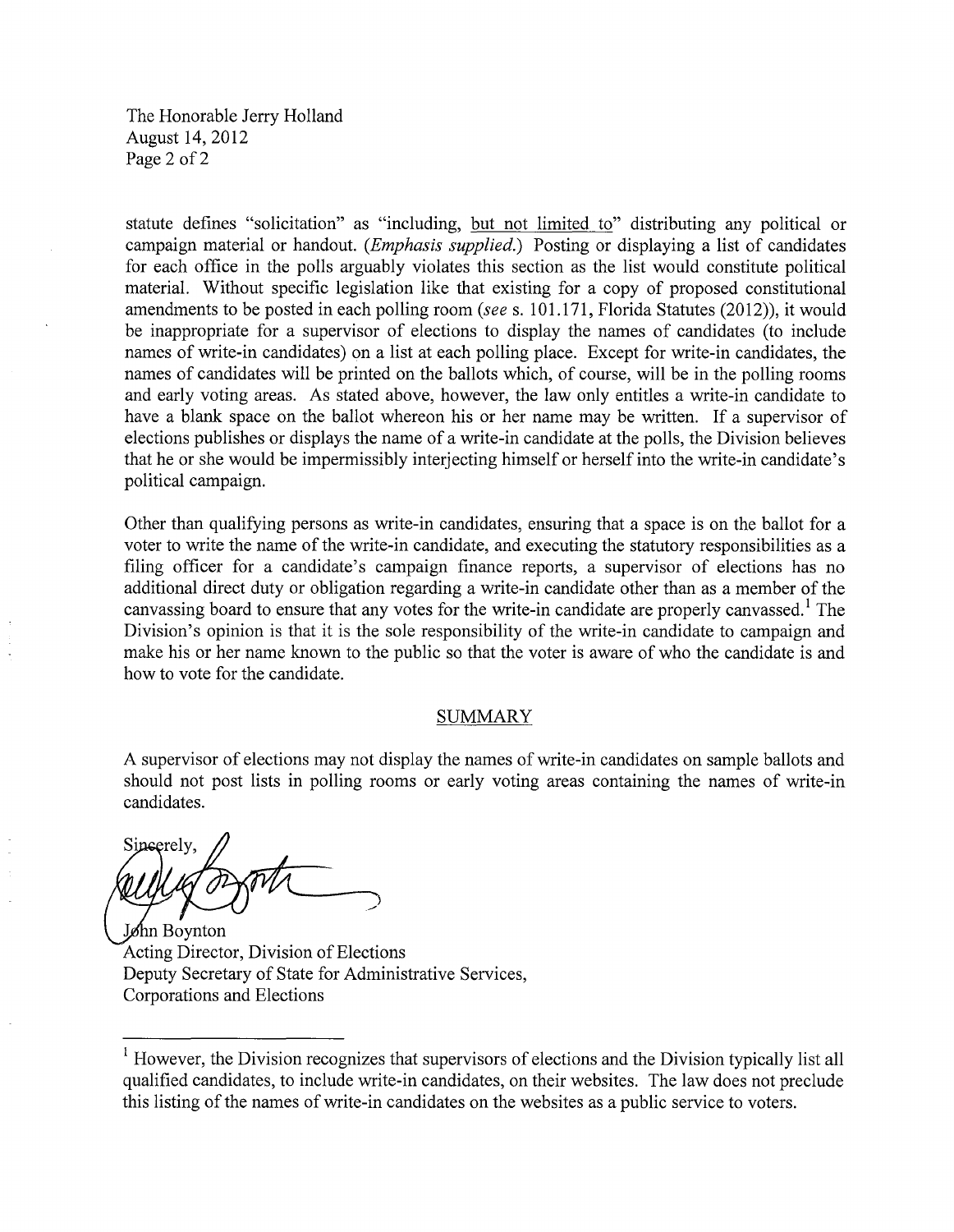statute defines "solicitation" as "including, <u>but not limited to</u>" distributing any political or campaign material or handout. (*Emphasis supplied.*) Posting or displaying a list of candidates for each office in the polls arguably violates this section as the list would constitute political material. Without specific legislation like that existing for a copy of proposed constitutional amendments to be posted in each polling room (*see* s. 101.171, Florida Statutes (2012)), it would be inappropriate for a supervisor of elections to display the names of candidates (to include names of write-in candidates) on a list at each polling place. Except for write-in candidates, the names of candidates will be printed on the ballots which, of course, will be in the polling rooms and early voting areas. As stated above, however, the law only entitles a write-in candidate to have a blank space on the ballot whereon his or her name may be written. If a supervisor of elections publishes or displays the name of a write-in candidate at the polls, the Division believes that he or she would be impermissibly interjecting himself or herself into the write-in candidate's political campaign.

Other than qualifying persons as write-in candidates, ensuring that a space is on the ballot for a voter to write the name of the write-in candidate, and executing the statutory responsibilities as a filing officer for a candidate's campaign finance reports, a supervisor of elections has no additional direct duty or obligation regarding a write-in candidate other than as a member of the canvassing board to ensure that any votes for the write-in candidate are properly canvassed.[1] The Division's opinion is that it is the sole responsibility of the write-in candidate to campaign and make his or her name known to the public so that the voter is aware of who the candidate is and how to vote for the candidate.

## SUMMARY

A supervisor of elections may not display the names of write-in candidates on sample ballots and should not post lists in polling rooms or early voting areas containing the names of write-in candidates.

Sincerely,

John Boynton
Acting Director, Division of Elections
Deputy Secretary of State for Administrative Services,
Corporations and Elections

---

[1] However, the Division recognizes that supervisors of elections and the Division typically list all qualified candidates, to include write-in candidates, on their websites. The law does not preclude this listing of the names of write-in candidates on the websites as a public service to voters.